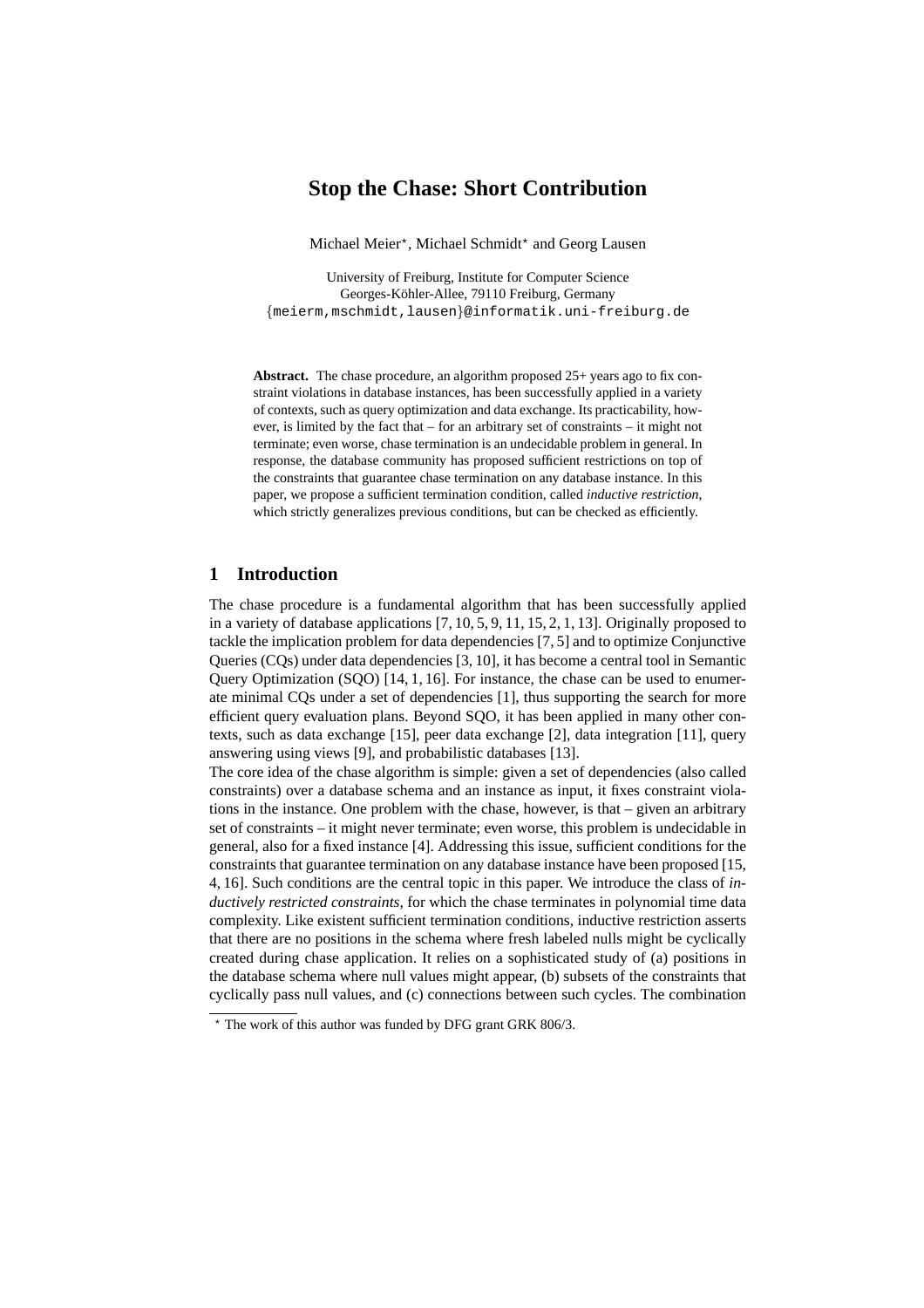# Stop the Chase: Short Contribution

Michael Meier*, Michael Schmidt* and Georg Lausen

University of Freiburg, Institute for Computer Science
Georges-Köhler-Allee, 79110 Freiburg, Germany
{meierm,mschmidt,lausen}@informatik.uni-freiburg.de

**Abstract.** The chase procedure, an algorithm proposed 25+ years ago to fix constraint violations in database instances, has been successfully applied in a variety of contexts, such as query optimization and data exchange. Its practicability, however, is limited by the fact that – for an arbitrary set of constraints – it might not terminate; even worse, chase termination is an undecidable problem in general. In response, the database community has proposed sufficient restrictions on top of the constraints that guarantee chase termination on any database instance. In this paper, we propose a sufficient termination condition, called *inductive restriction*, which strictly generalizes previous conditions, but can be checked as efficiently.

## 1 Introduction

The chase procedure is a fundamental algorithm that has been successfully applied in a variety of database applications [7, 10, 5, 9, 11, 15, 2, 1, 13]. Originally proposed to tackle the implication problem for data dependencies [7, 5] and to optimize Conjunctive Queries (CQs) under data dependencies [3, 10], it has become a central tool in Semantic Query Optimization (SQO) [14, 1, 16]. For instance, the chase can be used to enumerate minimal CQs under a set of dependencies [1], thus supporting the search for more efficient query evaluation plans. Beyond SQO, it has been applied in many other contexts, such as data exchange [15], peer data exchange [2], data integration [11], query answering using views [9], and probabilistic databases [13].

The core idea of the chase algorithm is simple: given a set of dependencies (also called constraints) over a database schema and an instance as input, it fixes constraint violations in the instance. One problem with the chase, however, is that – given an arbitrary set of constraints – it might never terminate; even worse, this problem is undecidable in general, also for a fixed instance [4]. Addressing this issue, sufficient conditions for the constraints that guarantee termination on any database instance have been proposed [15, 4, 16]. Such conditions are the central topic in this paper. We introduce the class of *inductively restricted constraints*, for which the chase terminates in polynomial time data complexity. Like existent sufficient termination conditions, inductive restriction asserts that there are no positions in the schema where fresh labeled nulls might be cyclically created during chase application. It relies on a sophisticated study of (a) positions in the database schema where null values might appear, (b) subsets of the constraints that cyclically pass null values, and (c) connections between such cycles. The combination

* The work of this author was funded by DFG grant GRK 806/3.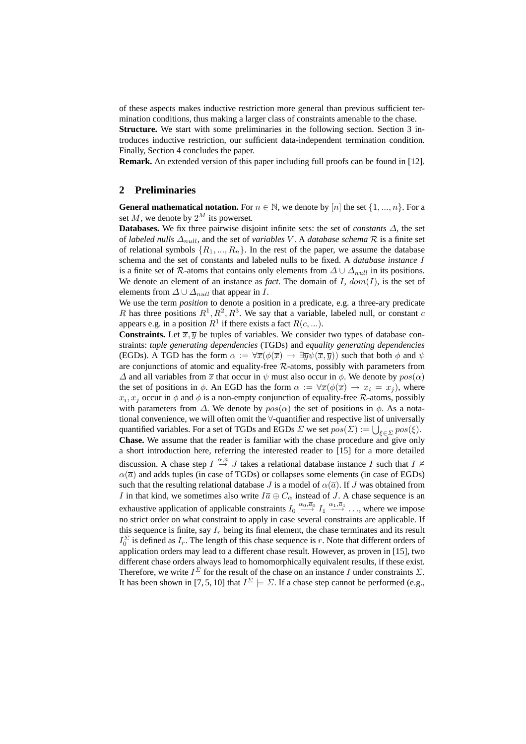of these aspects makes inductive restriction more general than previous sufficient termination conditions, thus making a larger class of constraints amenable to the chase.

**Structure.** We start with some preliminaries in the following section. Section 3 introduces inductive restriction, our sufficient data-independent termination condition. Finally, Section 4 concludes the paper.

**Remark.** An extended version of this paper including full proofs can be found in [12].

## 2 Preliminaries

**General mathematical notation.** For $n \in \mathbb{N}$, we denote by $[n]$ the set $\{1, ..., n\}$. For a set $M$, we denote by $2^M$ its powerset.

**Databases.** We fix three pairwise disjoint infinite sets: the set of *constants* $\Delta$, the set of *labeled nulls* $\Delta_{null}$, and the set of *variables* $V$. A *database schema* $\mathcal{R}$ is a finite set of relational symbols $\{R_1, ..., R_n\}$. In the rest of the paper, we assume the database schema and the set of constants and labeled nulls to be fixed. A *database instance* $I$ is a finite set of $\mathcal{R}$-atoms that contains only elements from $\Delta \cup \Delta_{null}$ in its positions. We denote an element of an instance as *fact*. The domain of $I$, $dom(I)$, is the set of elements from $\Delta \cup \Delta_{null}$ that appear in $I$.

We use the term *position* to denote a position in a predicate, e.g. a three-ary predicate $R$ has three positions $R^1, R^2, R^3$. We say that a variable, labeled null, or constant $c$ appears e.g. in a position $R^1$ if there exists a fact $R(c, ...)$.

**Constraints.** Let $\overline{x}, \overline{y}$ be tuples of variables. We consider two types of database constraints: *tuple generating dependencies* (TGDs) and *equality generating dependencies* (EGDs). A TGD has the form $\alpha := \forall \overline{x}(\phi(\overline{x}) \rightarrow \exists \overline{y} \psi(\overline{x}, \overline{y}))$ such that both $\phi$ and $\psi$ are conjunctions of atomic and equality-free $\mathcal{R}$-atoms, possibly with parameters from $\Delta$ and all variables from $\overline{x}$ that occur in $\psi$ must also occur in $\phi$. We denote by $pos(\alpha)$ the set of positions in $\phi$. An EGD has the form $\alpha := \forall \overline{x}(\phi(\overline{x}) \rightarrow x_i = x_j)$, where $x_i, x_j$ occur in $\phi$ and $\phi$ is a non-empty conjunction of equality-free $\mathcal{R}$-atoms, possibly with parameters from $\Delta$. We denote by $pos(\alpha)$ the set of positions in $\phi$. As a notational convenience, we will often omit the $\forall$-quantifier and respective list of universally quantified variables. For a set of TGDs and EGDs $\Sigma$ we set $pos(\Sigma) := \bigcup_{\xi \in \Sigma} pos(\xi)$.

**Chase.** We assume that the reader is familiar with the chase procedure and give only a short introduction here, referring the interested reader to [15] for a more detailed discussion. A chase step $I \stackrel{\alpha, \overline{a}}{\rightarrow} J$ takes a relational database instance $I$ such that $I \nvDash \alpha(\overline{a})$ and adds tuples (in case of TGDs) or collapses some elements (in case of EGDs) such that the resulting relational database $J$ is a model of $\alpha(\overline{a})$. If $J$ was obtained from $I$ in that kind, we sometimes also write $I\overline{a} \oplus C_\alpha$ instead of $J$. A chase sequence is an exhaustive application of applicable constraints $I_0 \stackrel{\alpha_0, \overline{a}_0}{\longrightarrow} I_1 \stackrel{\alpha_1, \overline{a}_1}{\longrightarrow} \ldots$, where we impose no strict order on what constraint to apply in case several constraints are applicable. If this sequence is finite, say $I_r$ being its final element, the chase terminates and its result $I_0^\Sigma$ is defined as $I_r$. The length of this chase sequence is $r$. Note that different orders of application orders may lead to a different chase result. However, as proven in [15], two different chase orders always lead to homomorphically equivalent results, if these exist. Therefore, we write $I^\Sigma$ for the result of the chase on an instance $I$ under constraints $\Sigma$. It has been shown in [7, 5, 10] that $I^\Sigma \models \Sigma$. If a chase step cannot be performed (e.g.,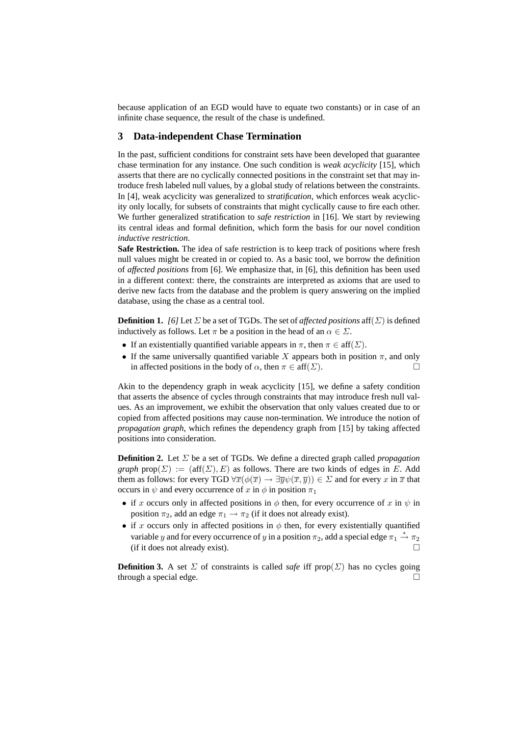because application of an EGD would have to equate two constants) or in case of an infinite chase sequence, the result of the chase is undefined.

## 3 Data-independent Chase Termination

In the past, sufficient conditions for constraint sets have been developed that guarantee chase termination for any instance. One such condition is *weak acyclicity* [15], which asserts that there are no cyclically connected positions in the constraint set that may introduce fresh labeled null values, by a global study of relations between the constraints. In [4], weak acyclicity was generalized to *stratification*, which enforces weak acyclicity only locally, for subsets of constraints that might cyclically cause to fire each other. We further generalized stratification to *safe restriction* in [16]. We start by reviewing its central ideas and formal definition, which form the basis for our novel condition *inductive restriction*.

**Safe Restriction.** The idea of safe restriction is to keep track of positions where fresh null values might be created in or copied to. As a basic tool, we borrow the definition of *affected positions* from [6]. We emphasize that, in [6], this definition has been used in a different context: there, the constraints are interpreted as axioms that are used to derive new facts from the database and the problem is query answering on the implied database, using the chase as a central tool.

**Definition 1.** *[6]* Let $\Sigma$ be a set of TGDs. The set of *affected positions* $\text{aff}(\Sigma)$ is defined inductively as follows. Let $\pi$ be a position in the head of an $\alpha \in \Sigma$.

- If an existentially quantified variable appears in $\pi$, then $\pi \in \text{aff}(\Sigma)$.
- If the same universally quantified variable $X$ appears both in position $\pi$, and only in affected positions in the body of $\alpha$, then $\pi \in \text{aff}(\Sigma)$. □

Akin to the dependency graph in weak acyclicity [15], we define a safety condition that asserts the absence of cycles through constraints that may introduce fresh null values. As an improvement, we exhibit the observation that only values created due to or copied from affected positions may cause non-termination. We introduce the notion of *propagation graph*, which refines the dependency graph from [15] by taking affected positions into consideration.

**Definition 2.** Let $\Sigma$ be a set of TGDs. We define a directed graph called *propagation graph* $\text{prop}(\Sigma) := (\text{aff}(\Sigma), E)$ as follows. There are two kinds of edges in $E$. Add them as follows: for every TGD $\forall \overline{x}(\phi(\overline{x}) \rightarrow \exists \overline{y}\psi(\overline{x}, \overline{y})) \in \Sigma$ and for every $x$ in $\overline{x}$ that occurs in $\psi$ and every occurrence of $x$ in $\phi$ in position $\pi_1$

- if $x$ occurs only in affected positions in $\phi$ then, for every occurrence of $x$ in $\psi$ in position $\pi_2$, add an edge $\pi_1 \rightarrow \pi_2$ (if it does not already exist).
- if $x$ occurs only in affected positions in $\phi$ then, for every existentially quantified variable $y$ and for every occurrence of $y$ in a position $\pi_2$, add a special edge $\pi_1 \overset{*}{\rightarrow} \pi_2$ (if it does not already exist). □

**Definition 3.** A set $\Sigma$ of constraints is called *safe* iff $\text{prop}(\Sigma)$ has no cycles going through a special edge. □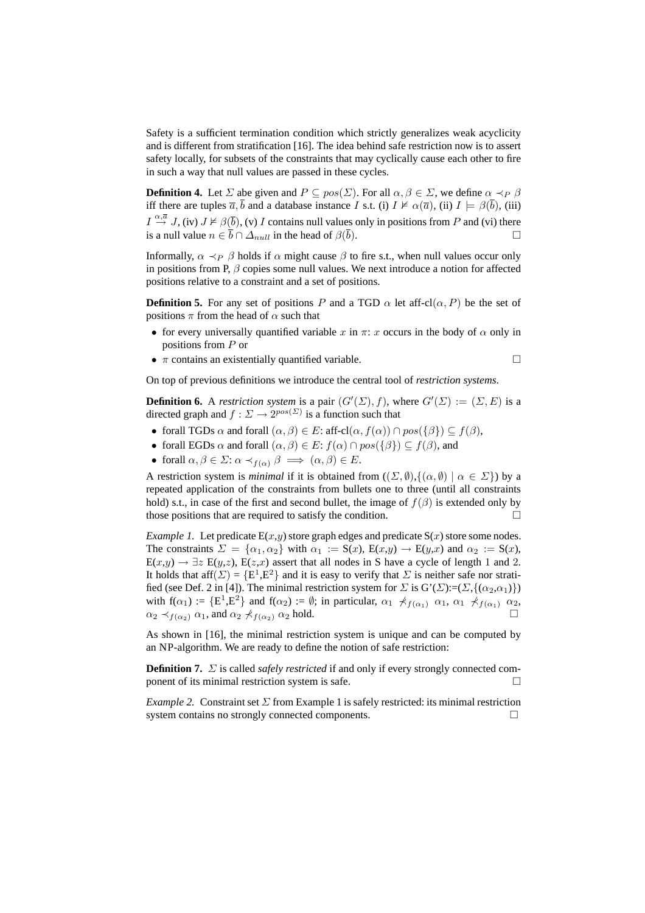Safety is a sufficient termination condition which strictly generalizes weak acyclicity and is different from stratification [16]. The idea behind safe restriction now is to assert safety locally, for subsets of the constraints that may cyclically cause each other to fire in such a way that null values are passed in these cycles.

**Definition 4.** Let $\Sigma$ abe given and $P \subseteq pos(\Sigma)$. For all $\alpha, \beta \in \Sigma$, we define $\alpha \prec_P \beta$ iff there are tuples $\overline{a}, \overline{b}$ and a database instance $I$ s.t. (i) $I \nvDash \alpha(\overline{a})$, (ii) $I \models \beta(\overline{b})$, (iii) $I \overset{\alpha,\overline{a}}{\rightarrow} J$, (iv) $J \nvDash \beta(\overline{b})$, (v) $I$ contains null values only in positions from $P$ and (vi) there is a null value $n \in \overline{b} \cap \Delta_{null}$ in the head of $\beta(\overline{b})$. □

Informally, $\alpha \prec_P \beta$ holds if $\alpha$ might cause $\beta$ to fire s.t., when null values occur only in positions from P, $\beta$ copies some null values. We next introduce a notion for affected positions relative to a constraint and a set of positions.

**Definition 5.** For any set of positions $P$ and a TGD $\alpha$ let aff-cl$(\alpha, P)$ be the set of positions $\pi$ from the head of $\alpha$ such that

- for every universally quantified variable $x$ in $\pi$: $x$ occurs in the body of $\alpha$ only in positions from $P$ or
- $\pi$ contains an existentially quantified variable. □

On top of previous definitions we introduce the central tool of *restriction systems*.

**Definition 6.** A *restriction system* is a pair $(G'(\Sigma), f)$, where $G'(\Sigma) := (\Sigma, E)$ is a directed graph and $f : \Sigma \rightarrow 2^{pos(\Sigma)}$ is a function such that

- forall TGDs $\alpha$ and forall $(\alpha, \beta) \in E$: aff-cl$(\alpha, f(\alpha)) \cap pos(\{\beta\}) \subseteq f(\beta)$,
- forall EGDs $\alpha$ and forall $(\alpha, \beta) \in E$: $f(\alpha) \cap pos(\{\beta\}) \subseteq f(\beta)$, and
- forall $\alpha, \beta \in \Sigma$: $\alpha \prec_{f(\alpha)} \beta \implies (\alpha, \beta) \in E$.

A restriction system is *minimal* if it is obtained from $((\Sigma, \emptyset), \{(\alpha, \emptyset) \mid \alpha \in \Sigma\})$ by a repeated application of the constraints from bullets one to three (until all constraints hold) s.t., in case of the first and second bullet, the image of $f(\beta)$ is extended only by those positions that are required to satisfy the condition. □

*Example 1.* Let predicate E($x$,$y$) store graph edges and predicate S($x$) store some nodes. The constraints $\Sigma = \{\alpha_1, \alpha_2\}$ with $\alpha_1$ := S($x$), E($x$,$y$) → E($y$,$x$) and $\alpha_2$ := S($x$), E($x$,$y$) → ∃$z$ E($y$,$z$), E($z$,$x$) assert that all nodes in S have a cycle of length 1 and 2. It holds that aff($\Sigma$) = {$E^1$,$E^2$} and it is easy to verify that $\Sigma$ is neither safe nor stratified (see Def. 2 in [4]). The minimal restriction system for $\Sigma$ is G'($\Sigma$):=($\Sigma$,{($\alpha_2$,$\alpha_1$)}) with f($\alpha_1$) := {$E^1$,$E^2$} and f($\alpha_2$) := ∅; in particular, $\alpha_1 \nprec_{f(\alpha_1)} \alpha_1$, $\alpha_1 \nprec_{f(\alpha_1)} \alpha_2$, $\alpha_2 \prec_{f(\alpha_2)} \alpha_1$, and $\alpha_2 \nprec_{f(\alpha_2)} \alpha_2$ hold. □

As shown in [16], the minimal restriction system is unique and can be computed by an NP-algorithm. We are ready to define the notion of safe restriction:

**Definition 7.** $\Sigma$ is called *safely restricted* if and only if every strongly connected component of its minimal restriction system is safe. □

*Example 2.* Constraint set $\Sigma$ from Example 1 is safely restricted: its minimal restriction system contains no strongly connected components. □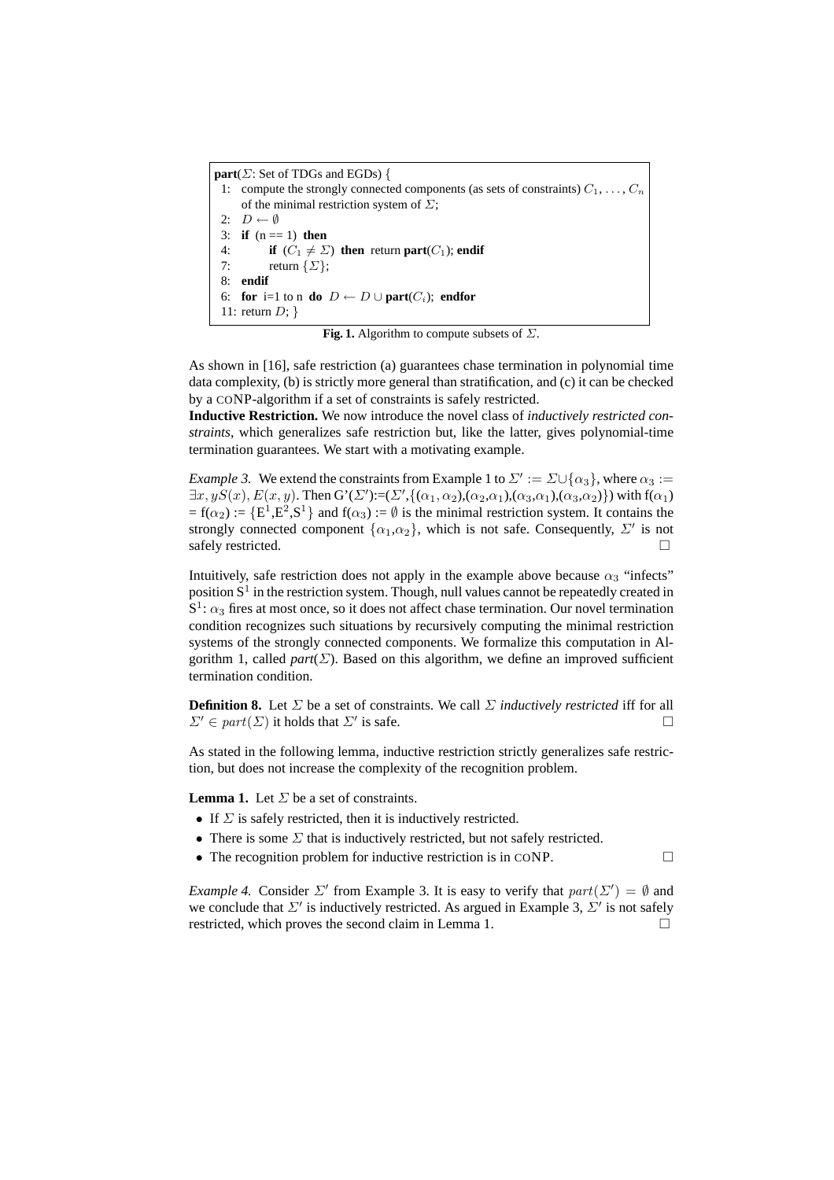```
part(Σ: Set of TDGs and EGDs) {
 1:  compute the strongly connected components (as sets of constraints) C_1, ..., C_n
     of the minimal restriction system of Σ;
 2:  D ← ∅
 3:  if (n == 1) then
 4:       if (C_1 ≠ Σ) then return part(C_1); endif
 7:       return {Σ};
 8:  endif
 6:  for i=1 to n do D ← D ∪ part(C_i); endfor
 11: return D; }
```

**Fig. 1.** Algorithm to compute subsets of $\Sigma$.

As shown in [16], safe restriction (a) guarantees chase termination in polynomial time data complexity, (b) is strictly more general than stratification, and (c) it can be checked by a CONP-algorithm if a set of constraints is safely restricted.

**Inductive Restriction.** We now introduce the novel class of *inductively restricted constraints*, which generalizes safe restriction but, like the latter, gives polynomial-time termination guarantees. We start with a motivating example.

*Example 3.* We extend the constraints from Example 1 to $\Sigma' := \Sigma \cup \{\alpha_3\}$, where $\alpha_3 := \exists x, y S(x), E(x, y)$. Then $G'(\Sigma')$:=($\Sigma'$,$\{(\alpha_1, \alpha_2),(\alpha_2,\alpha_1),(\alpha_3,\alpha_1),(\alpha_3,\alpha_2)\}$) with $f(\alpha_1) = f(\alpha_2) := \{E^1, E^2, S^1\}$ and $f(\alpha_3) := \emptyset$ is the minimal restriction system. It contains the strongly connected component $\{\alpha_1,\alpha_2\}$, which is not safe. Consequently, $\Sigma'$ is not safely restricted. □

Intuitively, safe restriction does not apply in the example above because $\alpha_3$ "infects" position $S^1$ in the restriction system. Though, null values cannot be repeatedly created in $S^1$: $\alpha_3$ fires at most once, so it does not affect chase termination. Our novel termination condition recognizes such situations by recursively computing the minimal restriction systems of the strongly connected components. We formalize this computation in Algorithm 1, called *part*($\Sigma$). Based on this algorithm, we define an improved sufficient termination condition.

**Definition 8.** Let $\Sigma$ be a set of constraints. We call $\Sigma$ *inductively restricted* iff for all $\Sigma' \in part(\Sigma)$ it holds that $\Sigma'$ is safe. □

As stated in the following lemma, inductive restriction strictly generalizes safe restriction, but does not increase the complexity of the recognition problem.

**Lemma 1.** Let $\Sigma$ be a set of constraints.

- If $\Sigma$ is safely restricted, then it is inductively restricted.
- There is some $\Sigma$ that is inductively restricted, but not safely restricted.
- The recognition problem for inductive restriction is in CONP. □

*Example 4.* Consider $\Sigma'$ from Example 3. It is easy to verify that $part(\Sigma') = \emptyset$ and we conclude that $\Sigma'$ is inductively restricted. As argued in Example 3, $\Sigma'$ is not safely restricted, which proves the second claim in Lemma 1. □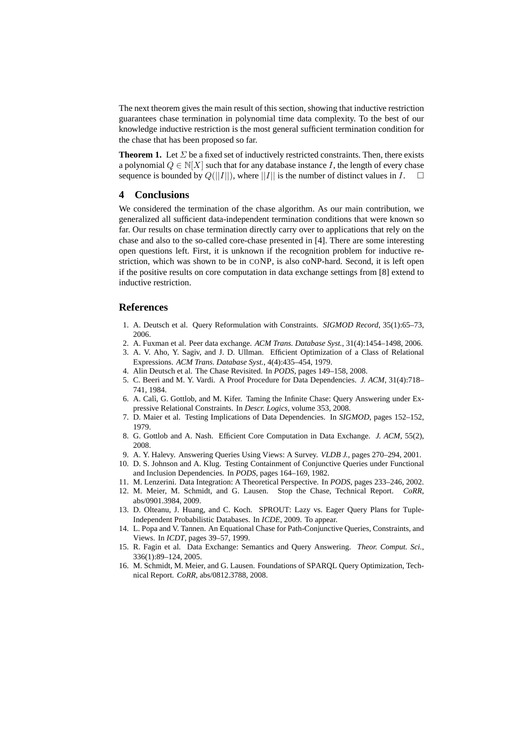The next theorem gives the main result of this section, showing that inductive restriction guarantees chase termination in polynomial time data complexity. To the best of our knowledge inductive restriction is the most general sufficient termination condition for the chase that has been proposed so far.

**Theorem 1.** Let $\Sigma$ be a fixed set of inductively restricted constraints. Then, there exists a polynomial $Q \in \mathbb{N}[X]$ such that for any database instance $I$, the length of every chase sequence is bounded by $Q(||I||)$, where $||I||$ is the number of distinct values in $I$. □

## 4 Conclusions

We considered the termination of the chase algorithm. As our main contribution, we generalized all sufficient data-independent termination conditions that were known so far. Our results on chase termination directly carry over to applications that rely on the chase and also to the so-called core-chase presented in [4]. There are some interesting open questions left. First, it is unknown if the recognition problem for inductive restriction, which was shown to be in coNP, is also coNP-hard. Second, it is left open if the positive results on core computation in data exchange settings from [8] extend to inductive restriction.

## References

1. A. Deutsch et al. Query Reformulation with Constraints. *SIGMOD Record*, 35(1):65–73, 2006.
2. A. Fuxman et al. Peer data exchange. *ACM Trans. Database Syst.*, 31(4):1454–1498, 2006.
3. A. V. Aho, Y. Sagiv, and J. D. Ullman. Efficient Optimization of a Class of Relational Expressions. *ACM Trans. Database Syst.*, 4(4):435–454, 1979.
4. Alin Deutsch et al. The Chase Revisited. In *PODS*, pages 149–158, 2008.
5. C. Beeri and M. Y. Vardi. A Proof Procedure for Data Dependencies. *J. ACM*, 31(4):718–741, 1984.
6. A. Calì, G. Gottlob, and M. Kifer. Taming the Infinite Chase: Query Answering under Expressive Relational Constraints. In *Descr. Logics*, volume 353, 2008.
7. D. Maier et al. Testing Implications of Data Dependencies. In *SIGMOD*, pages 152–152, 1979.
8. G. Gottlob and A. Nash. Efficient Core Computation in Data Exchange. *J. ACM*, 55(2), 2008.
9. A. Y. Halevy. Answering Queries Using Views: A Survey. *VLDB J.*, pages 270–294, 2001.
10. D. S. Johnson and A. Klug. Testing Containment of Conjunctive Queries under Functional and Inclusion Dependencies. In *PODS*, pages 164–169, 1982.
11. M. Lenzerini. Data Integration: A Theoretical Perspective. In *PODS*, pages 233–246, 2002.
12. M. Meier, M. Schmidt, and G. Lausen. Stop the Chase, Technical Report. *CoRR*, abs/0901.3984, 2009.
13. D. Olteanu, J. Huang, and C. Koch. SPROUT: Lazy vs. Eager Query Plans for Tuple-Independent Probabilistic Databases. In *ICDE*, 2009. To appear.
14. L. Popa and V. Tannen. An Equational Chase for Path-Conjunctive Queries, Constraints, and Views. In *ICDT*, pages 39–57, 1999.
15. R. Fagin et al. Data Exchange: Semantics and Query Answering. *Theor. Comput. Sci.*, 336(1):89–124, 2005.
16. M. Schmidt, M. Meier, and G. Lausen. Foundations of SPARQL Query Optimization, Technical Report. *CoRR*, abs/0812.3788, 2008.